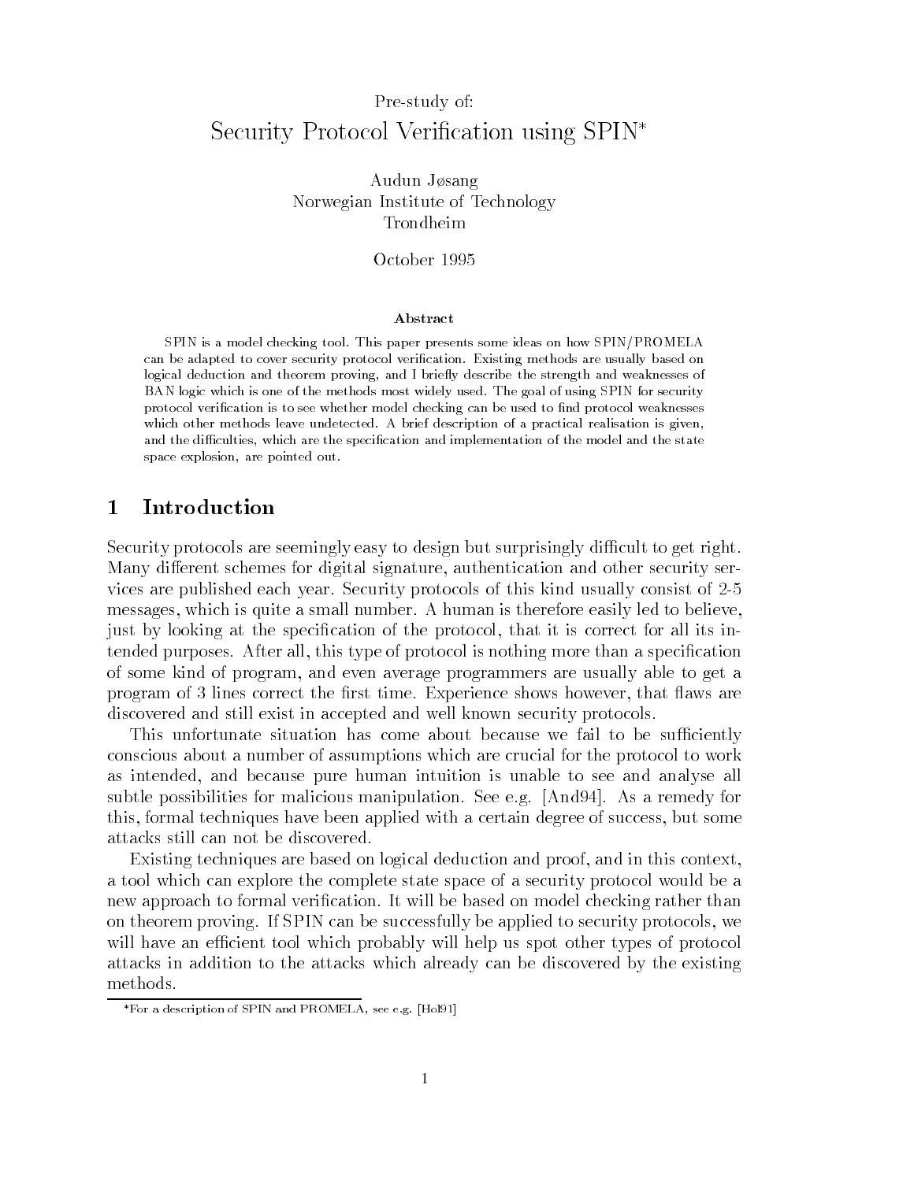Pre-study of:

# Security Protocol Verification using SPIN*

Audun Jøsang
Norwegian Institute of Technology
Trondheim

October 1995

**Abstract**

SPIN is a model checking tool. This paper presents some ideas on how SPIN/PROMELA can be adapted to cover security protocol verification. Existing methods are usually based on logical deduction and theorem proving, and I briefly describe the strength and weaknesses of BAN logic which is one of the methods most widely used. The goal of using SPIN for security protocol verification is to see whether model checking can be used to find protocol weaknesses which other methods leave undetected. A brief description of a practical realisation is given, and the difficulties, which are the specification and implementation of the model and the state space explosion, are pointed out.

## 1 Introduction

Security protocols are seemingly easy to design but surprisingly difficult to get right. Many different schemes for digital signature, authentication and other security services are published each year. Security protocols of this kind usually consist of 2-5 messages, which is quite a small number. A human is therefore easily led to believe, just by looking at the specification of the protocol, that it is correct for all its intended purposes. After all, this type of protocol is nothing more than a specification of some kind of program, and even average programmers are usually able to get a program of 3 lines correct the first time. Experience shows however, that flaws are discovered and still exist in accepted and well known security protocols.

This unfortunate situation has come about because we fail to be sufficiently conscious about a number of assumptions which are crucial for the protocol to work as intended, and because pure human intuition is unable to see and analyse all subtle possibilities for malicious manipulation. See e.g. [And94]. As a remedy for this, formal techniques have been applied with a certain degree of success, but some attacks still can not be discovered.

Existing techniques are based on logical deduction and proof, and in this context, a tool which can explore the complete state space of a security protocol would be a new approach to formal verification. It will be based on model checking rather than on theorem proving. If SPIN can be successfully be applied to security protocols, we will have an efficient tool which probably will help us spot other types of protocol attacks in addition to the attacks which already can be discovered by the existing methods.

*For a description of SPIN and PROMELA, see e.g. [Hol91]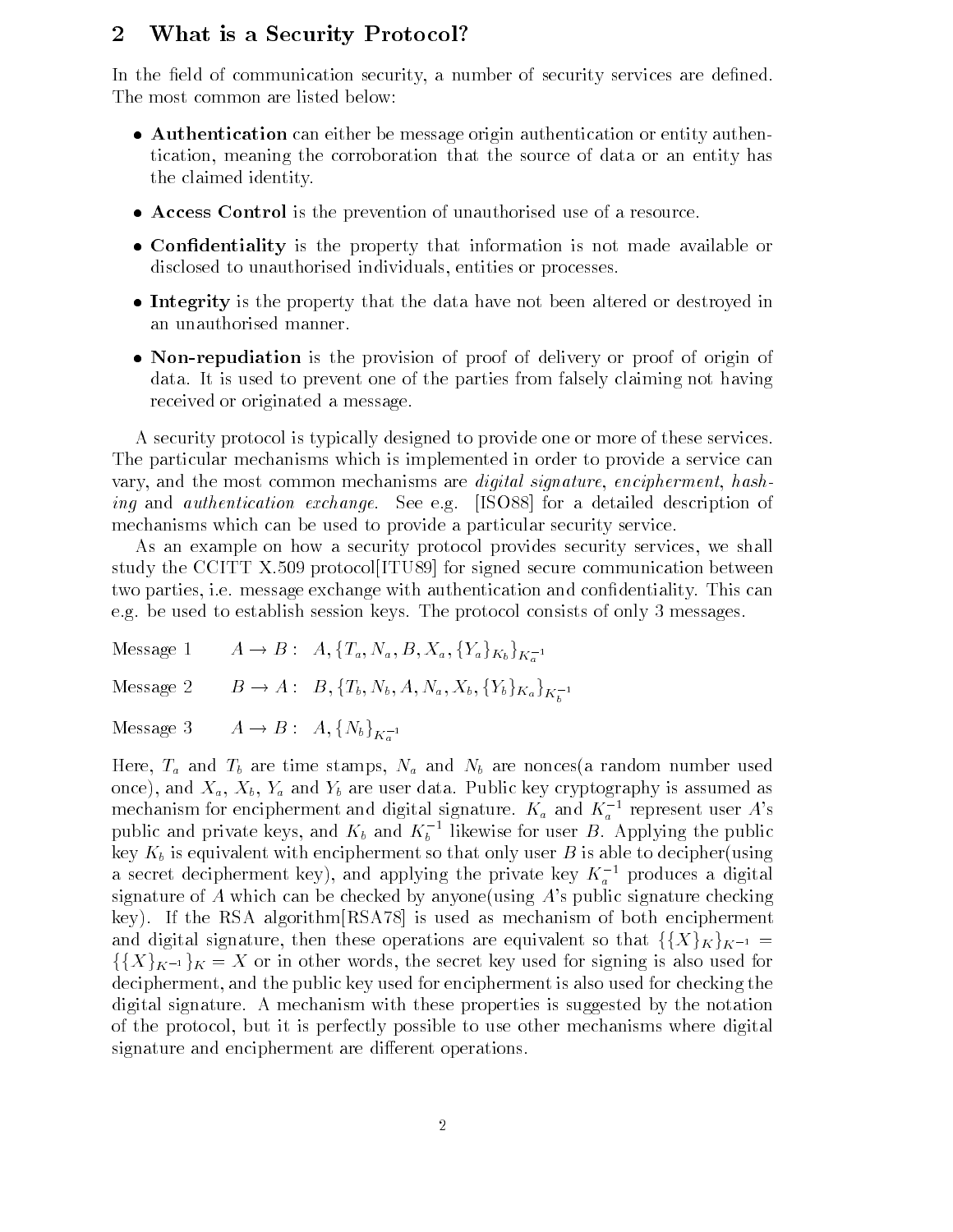## 2 What is a Security Protocol?

In the field of communication security, a number of security services are defined. The most common are listed below:

- **Authentication** can either be message origin authentication or entity authentication, meaning the corroboration that the source of data or an entity has the claimed identity.
- **Access Control** is the prevention of unauthorised use of a resource.
- **Confidentiality** is the property that information is not made available or disclosed to unauthorised individuals, entities or processes.
- **Integrity** is the property that the data have not been altered or destroyed in an unauthorised manner.
- **Non-repudiation** is the provision of proof of delivery or proof of origin of data. It is used to prevent one of the parties from falsely claiming not having received or originated a message.

A security protocol is typically designed to provide one or more of these services. The particular mechanisms which is implemented in order to provide a service can vary, and the most common mechanisms are *digital signature*, *encipherment*, *hashing* and *authentication exchange*. See e.g. [ISO88] for a detailed description of mechanisms which can be used to provide a particular security service.

As an example on how a security protocol provides security services, we shall study the CCITT X.509 protocol[ITU89] for signed secure communication between two parties, i.e. message exchange with authentication and confidentiality. This can e.g. be used to establish session keys. The protocol consists of only 3 messages.

Message 1 $\quad A \rightarrow B: \; A, \{T_a, N_a, B, X_a, \{Y_a\}_{K_b}\}_{K_a^{-1}}$

Message 2 $\quad B \rightarrow A: \; B, \{T_b, N_b, A, N_a, X_b, \{Y_b\}_{K_a}\}_{K_b^{-1}}$

Message 3 $\quad A \rightarrow B: \; A, \{N_b\}_{K_a^{-1}}$

Here, $T_a$ and $T_b$ are time stamps, $N_a$ and $N_b$ are nonces(a random number used once), and $X_a$, $X_b$, $Y_a$ and $Y_b$ are user data. Public key cryptography is assumed as mechanism for encipherment and digital signature. $K_a$ and $K_a^{-1}$ represent user $A$'s public and private keys, and $K_b$ and $K_b^{-1}$ likewise for user $B$. Applying the public key $K_b$ is equivalent with encipherment so that only user $B$ is able to decipher(using a secret decipherment key), and applying the private key $K_a^{-1}$ produces a digital signature of $A$ which can be checked by anyone(using $A$'s public signature checking key). If the RSA algorithm[RSA78] is used as mechanism of both encipherment and digital signature, then these operations are equivalent so that $\{\{X\}_K\}_{K^{-1}} = \{\{X\}_{K^{-1}}\}_K = X$ or in other words, the secret key used for signing is also used for decipherment, and the public key used for encipherment is also used for checking the digital signature. A mechanism with these properties is suggested by the notation of the protocol, but it is perfectly possible to use other mechanisms where digital signature and encipherment are different operations.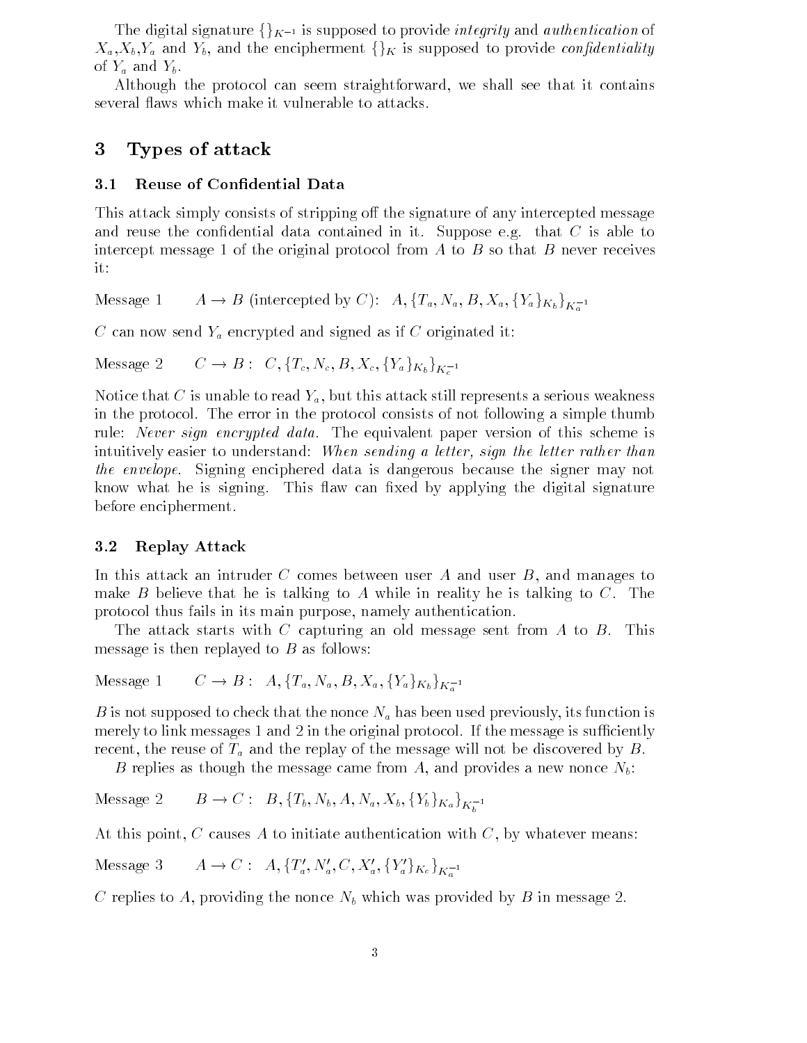The digital signature $\{\}_{K^{-1}}$ is supposed to provide *integrity* and *authentication* of $X_a$,$X_b$,$Y_a$ and $Y_b$, and the encipherment $\{\}_K$ is supposed to provide *confidentiality* of $Y_a$ and $Y_b$.

Although the protocol can seem straightforward, we shall see that it contains several flaws which make it vulnerable to attacks.

## 3 Types of attack

### 3.1 Reuse of Confidential Data

This attack simply consists of stripping off the signature of any intercepted message and reuse the confidential data contained in it. Suppose e.g. that $C$ is able to intercept message 1 of the original protocol from $A$ to $B$ so that $B$ never receives it:

Message 1 $\quad A \rightarrow B$ (intercepted by $C$): $A, \{T_a, N_a, B, X_a, \{Y_a\}_{K_b}\}_{K_a^{-1}}$

$C$ can now send $Y_a$ encrypted and signed as if $C$ originated it:

Message 2 $\quad C \rightarrow B: \; C, \{T_c, N_c, B, X_c, \{Y_a\}_{K_b}\}_{K_c^{-1}}$

Notice that $C$ is unable to read $Y_a$, but this attack still represents a serious weakness in the protocol. The error in the protocol consists of not following a simple thumb rule: *Never sign encrypted data*. The equivalent paper version of this scheme is intuitively easier to understand: *When sending a letter, sign the letter rather than the envelope*. Signing enciphered data is dangerous because the signer may not know what he is signing. This flaw can fixed by applying the digital signature before encipherment.

### 3.2 Replay Attack

In this attack an intruder $C$ comes between user $A$ and user $B$, and manages to make $B$ believe that he is talking to $A$ while in reality he is talking to $C$. The protocol thus fails in its main purpose, namely authentication.

The attack starts with $C$ capturing an old message sent from $A$ to $B$. This message is then replayed to $B$ as follows:

Message 1 $\quad C \rightarrow B: \; A, \{T_a, N_a, B, X_a, \{Y_a\}_{K_b}\}_{K_a^{-1}}$

$B$ is not supposed to check that the nonce $N_a$ has been used previously, its function is merely to link messages 1 and 2 in the original protocol. If the message is sufficiently recent, the reuse of $T_a$ and the replay of the message will not be discovered by $B$.

$B$ replies as though the message came from $A$, and provides a new nonce $N_b$:

Message 2 $\quad B \rightarrow C: \; B, \{T_b, N_b, A, N_a, X_b, \{Y_b\}_{K_a}\}_{K_b^{-1}}$

At this point, $C$ causes $A$ to initiate authentication with $C$, by whatever means:

Message 3 $\quad A \rightarrow C: \; A, \{T_a', N_a', C, X_a', \{Y_a'\}_{K_c}\}_{K_a^{-1}}$

$C$ replies to $A$, providing the nonce $N_b$ which was provided by $B$ in message 2.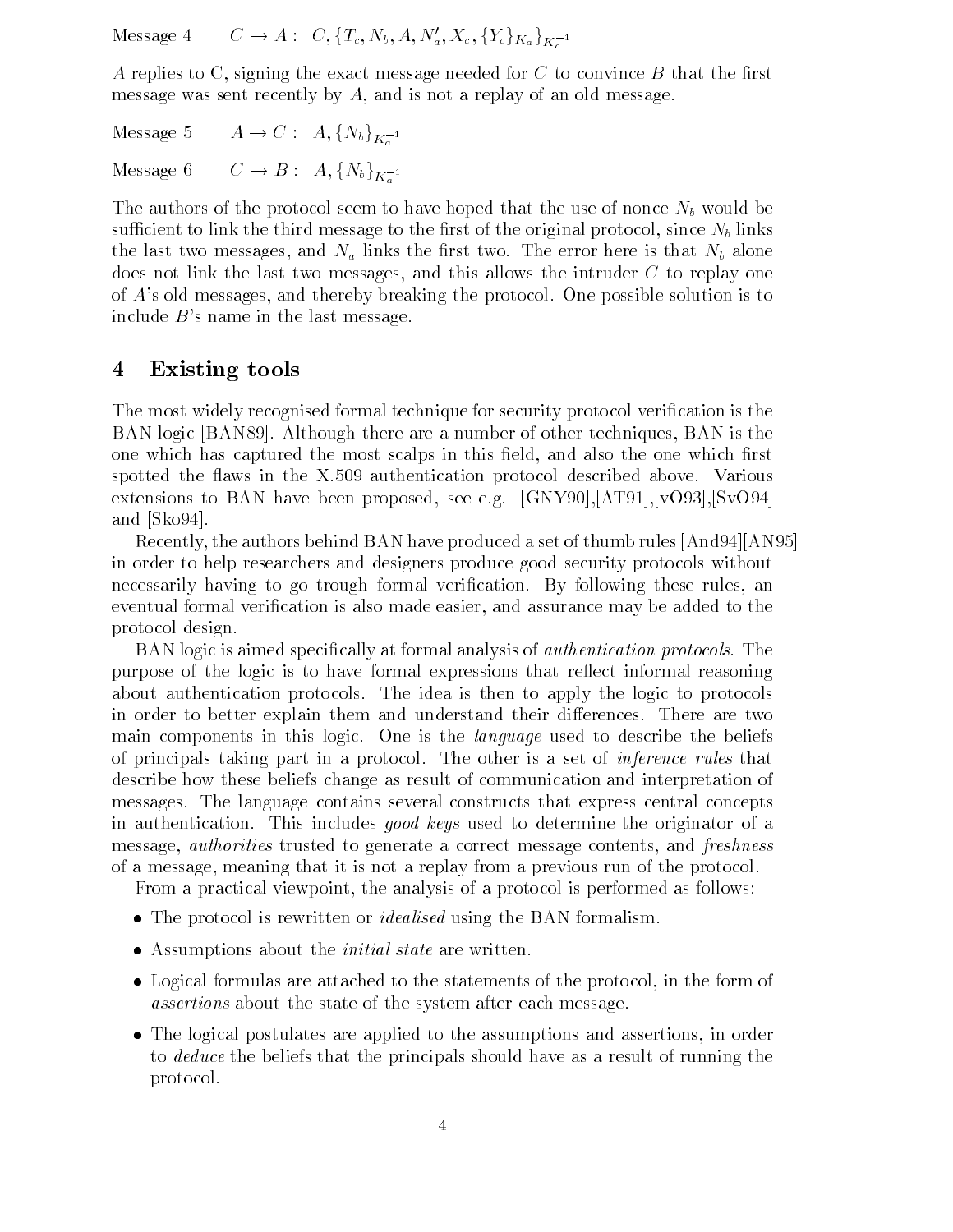Message 4 $\quad C \to A: \; C, \{T_c, N_b, A, N'_a, X_c, \{Y_c\}_{K_a}\}_{K_c^{-1}}$

$A$ replies to C, signing the exact message needed for $C$ to convince $B$ that the first message was sent recently by $A$, and is not a replay of an old message.

Message 5 $\quad A \to C: \; A, \{N_b\}_{K_a^{-1}}$

Message 6 $\quad C \to B: \; A, \{N_b\}_{K_a^{-1}}$

The authors of the protocol seem to have hoped that the use of nonce $N_b$ would be sufficient to link the third message to the first of the original protocol, since $N_b$ links the last two messages, and $N_a$ links the first two. The error here is that $N_b$ alone does not link the last two messages, and this allows the intruder $C$ to replay one of $A$'s old messages, and thereby breaking the protocol. One possible solution is to include $B$'s name in the last message.

## 4 Existing tools

The most widely recognised formal technique for security protocol verification is the BAN logic [BAN89]. Although there are a number of other techniques, BAN is the one which has captured the most scalps in this field, and also the one which first spotted the flaws in the X.509 authentication protocol described above. Various extensions to BAN have been proposed, see e.g. [GNY90],[AT91],[vO93],[SvO94] and [Sko94].

Recently, the authors behind BAN have produced a set of thumb rules [And94][AN95] in order to help researchers and designers produce good security protocols without necessarily having to go trough formal verification. By following these rules, an eventual formal verification is also made easier, and assurance may be added to the protocol design.

BAN logic is aimed specifically at formal analysis of *authentication protocols*. The purpose of the logic is to have formal expressions that reflect informal reasoning about authentication protocols. The idea is then to apply the logic to protocols in order to better explain them and understand their differences. There are two main components in this logic. One is the *language* used to describe the beliefs of principals taking part in a protocol. The other is a set of *inference rules* that describe how these beliefs change as result of communication and interpretation of messages. The language contains several constructs that express central concepts in authentication. This includes *good keys* used to determine the originator of a message, *authorities* trusted to generate a correct message contents, and *freshness* of a message, meaning that it is not a replay from a previous run of the protocol.

From a practical viewpoint, the analysis of a protocol is performed as follows:

- The protocol is rewritten or *idealised* using the BAN formalism.
- Assumptions about the *initial state* are written.
- Logical formulas are attached to the statements of the protocol, in the form of *assertions* about the state of the system after each message.
- The logical postulates are applied to the assumptions and assertions, in order to *deduce* the beliefs that the principals should have as a result of running the protocol.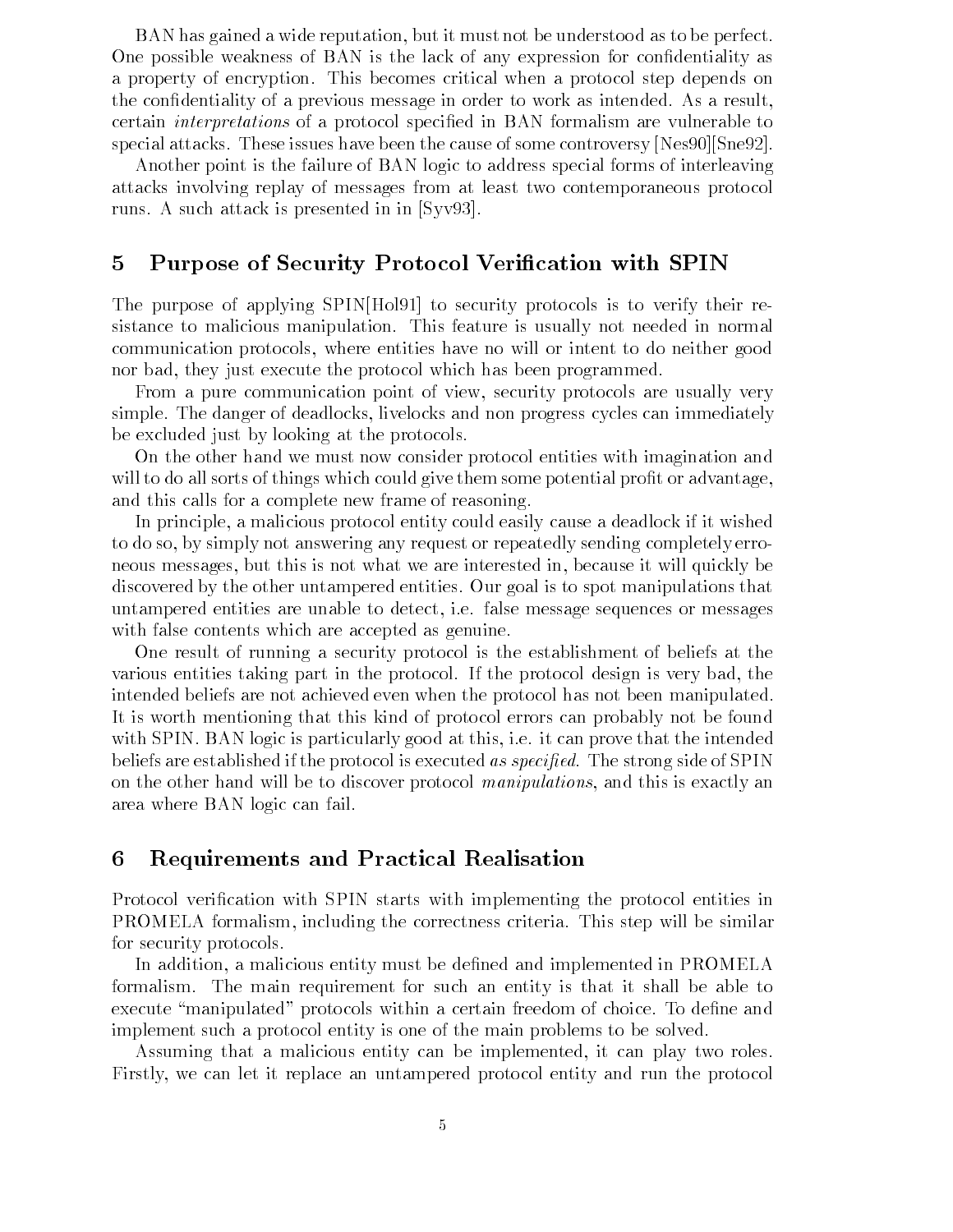BAN has gained a wide reputation, but it must not be understood as to be perfect. One possible weakness of BAN is the lack of any expression for confidentiality as a property of encryption. This becomes critical when a protocol step depends on the confidentiality of a previous message in order to work as intended. As a result, certain *interpretations* of a protocol specified in BAN formalism are vulnerable to special attacks. These issues have been the cause of some controversy [Nes90][Sne92].

Another point is the failure of BAN logic to address special forms of interleaving attacks involving replay of messages from at least two contemporaneous protocol runs. A such attack is presented in in [Syv93].

## 5 Purpose of Security Protocol Verification with SPIN

The purpose of applying SPIN[Hol91] to security protocols is to verify their resistance to malicious manipulation. This feature is usually not needed in normal communication protocols, where entities have no will or intent to do neither good nor bad, they just execute the protocol which has been programmed.

From a pure communication point of view, security protocols are usually very simple. The danger of deadlocks, livelocks and non progress cycles can immediately be excluded just by looking at the protocols.

On the other hand we must now consider protocol entities with imagination and will to do all sorts of things which could give them some potential profit or advantage, and this calls for a complete new frame of reasoning.

In principle, a malicious protocol entity could easily cause a deadlock if it wished to do so, by simply not answering any request or repeatedly sending completely erroneous messages, but this is not what we are interested in, because it will quickly be discovered by the other untampered entities. Our goal is to spot manipulations that untampered entities are unable to detect, i.e. false message sequences or messages with false contents which are accepted as genuine.

One result of running a security protocol is the establishment of beliefs at the various entities taking part in the protocol. If the protocol design is very bad, the intended beliefs are not achieved even when the protocol has not been manipulated. It is worth mentioning that this kind of protocol errors can probably not be found with SPIN. BAN logic is particularly good at this, i.e. it can prove that the intended beliefs are established if the protocol is executed *as specified*. The strong side of SPIN on the other hand will be to discover protocol *manipulations*, and this is exactly an area where BAN logic can fail.

## 6 Requirements and Practical Realisation

Protocol verification with SPIN starts with implementing the protocol entities in PROMELA formalism, including the correctness criteria. This step will be similar for security protocols.

In addition, a malicious entity must be defined and implemented in PROMELA formalism. The main requirement for such an entity is that it shall be able to execute "manipulated" protocols within a certain freedom of choice. To define and implement such a protocol entity is one of the main problems to be solved.

Assuming that a malicious entity can be implemented, it can play two roles. Firstly, we can let it replace an untampered protocol entity and run the protocol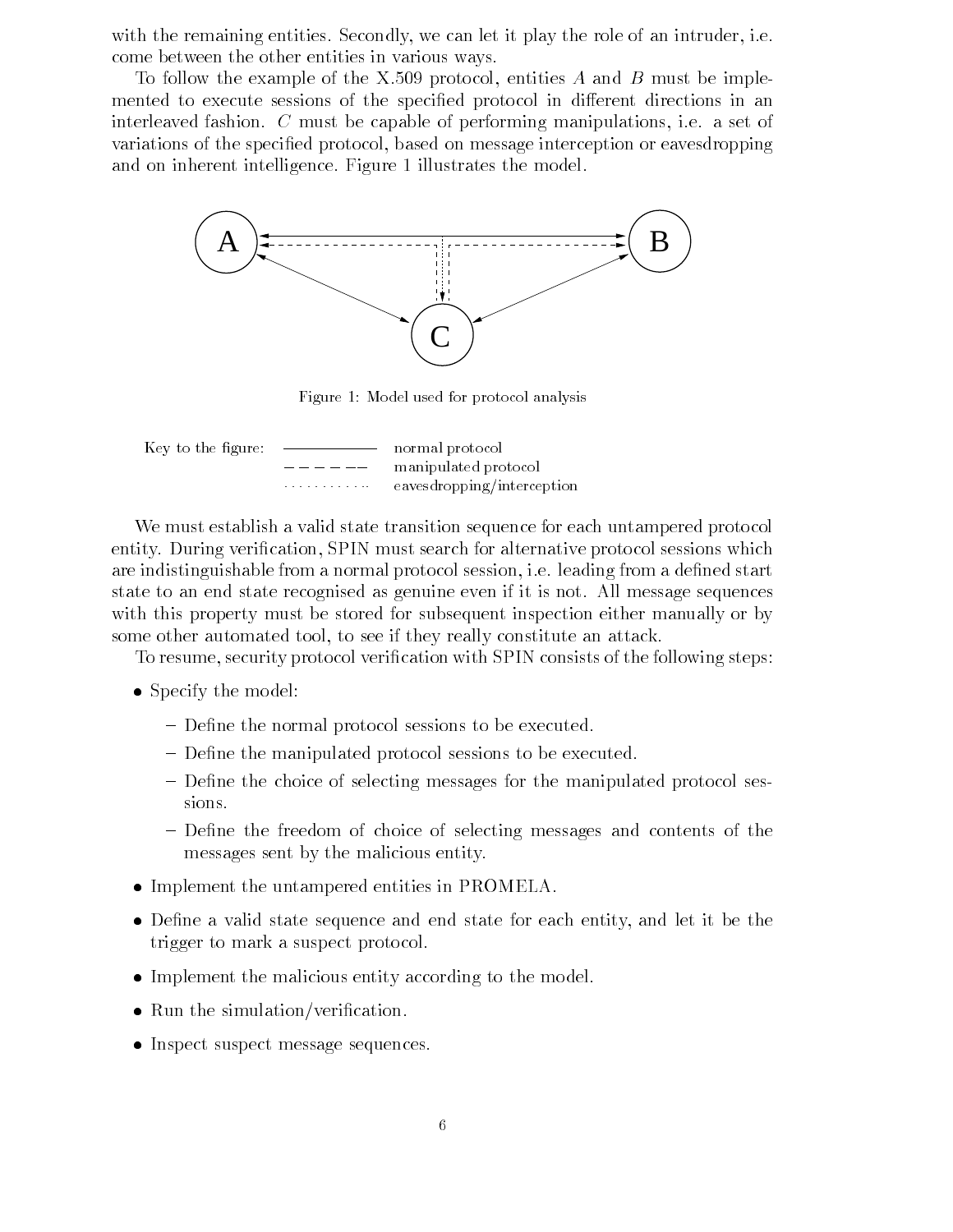with the remaining entities. Secondly, we can let it play the role of an intruder, i.e. come between the other entities in various ways.

To follow the example of the X.509 protocol, entities $A$ and $B$ must be implemented to execute sessions of the specified protocol in different directions in an interleaved fashion. $C$ must be capable of performing manipulations, i.e. a set of variations of the specified protocol, based on message interception or eavesdropping and on inherent intelligence. Figure 1 illustrates the model.

Figure 1: Model used for protocol analysis

Key to the figure:

| | |
|---|---|
| ——————— | normal protocol |
| — — — — — | manipulated protocol |
| ··········· | eavesdropping/interception |

We must establish a valid state transition sequence for each untampered protocol entity. During verification, SPIN must search for alternative protocol sessions which are indistinguishable from a normal protocol session, i.e. leading from a defined start state to an end state recognised as genuine even if it is not. All message sequences with this property must be stored for subsequent inspection either manually or by some other automated tool, to see if they really constitute an attack.

To resume, security protocol verification with SPIN consists of the following steps:

- Specify the model:
  - Define the normal protocol sessions to be executed.
  - Define the manipulated protocol sessions to be executed.
  - Define the choice of selecting messages for the manipulated protocol sessions.
  - Define the freedom of choice of selecting messages and contents of the messages sent by the malicious entity.
- Implement the untampered entities in PROMELA.
- Define a valid state sequence and end state for each entity, and let it be the trigger to mark a suspect protocol.
- Implement the malicious entity according to the model.
- Run the simulation/verification.
- Inspect suspect message sequences.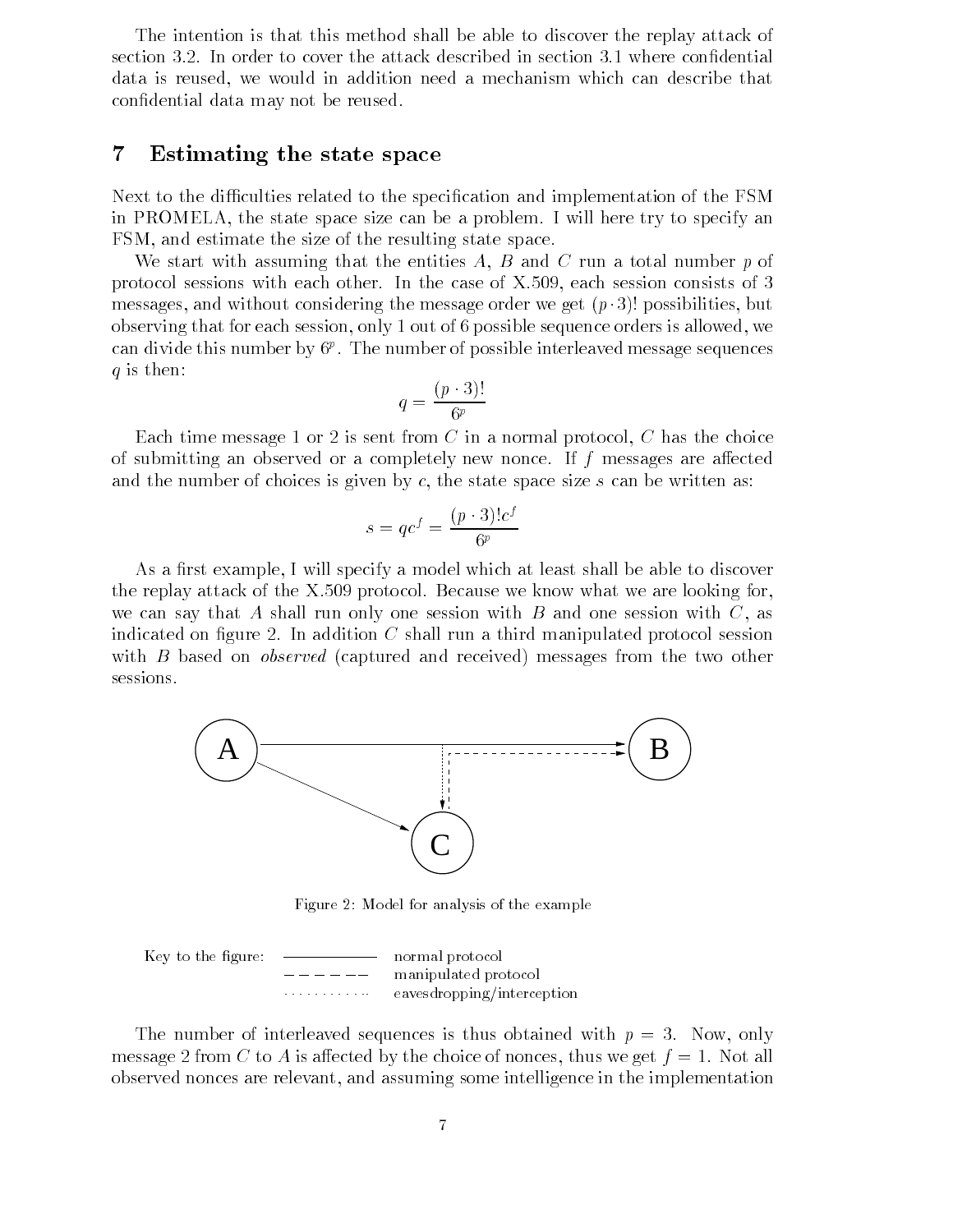The intention is that this method shall be able to discover the replay attack of section 3.2. In order to cover the attack described in section 3.1 where confidential data is reused, we would in addition need a mechanism which can describe that confidential data may not be reused.

## 7 Estimating the state space

Next to the difficulties related to the specification and implementation of the FSM in PROMELA, the state space size can be a problem. I will here try to specify an FSM, and estimate the size of the resulting state space.

We start with assuming that the entities $A$, $B$ and $C$ run a total number $p$ of protocol sessions with each other. In the case of X.509, each session consists of 3 messages, and without considering the message order we get $(p \cdot 3)!$ possibilities, but observing that for each session, only 1 out of 6 possible sequence orders is allowed, we can divide this number by $6^p$. The number of possible interleaved message sequences $q$ is then:

$$q = \frac{(p \cdot 3)!}{6^p}$$

Each time message 1 or 2 is sent from $C$ in a normal protocol, $C$ has the choice of submitting an observed or a completely new nonce. If $f$ messages are affected and the number of choices is given by $c$, the state space size $s$ can be written as:

$$s = qc^f = \frac{(p \cdot 3)! c^f}{6^p}$$

As a first example, I will specify a model which at least shall be able to discover the replay attack of the X.509 protocol. Because we know what we are looking for, we can say that $A$ shall run only one session with $B$ and one session with $C$, as indicated on figure 2. In addition $C$ shall run a third manipulated protocol session with $B$ based on *observed* (captured and received) messages from the two other sessions.

Figure 2: Model for analysis of the example

Key to the figure:
- ——— normal protocol
- – – – manipulated protocol
- ⋯⋯ eavesdropping/interception

The number of interleaved sequences is thus obtained with $p = 3$. Now, only message 2 from $C$ to $A$ is affected by the choice of nonces, thus we get $f = 1$. Not all observed nonces are relevant, and assuming some intelligence in the implementation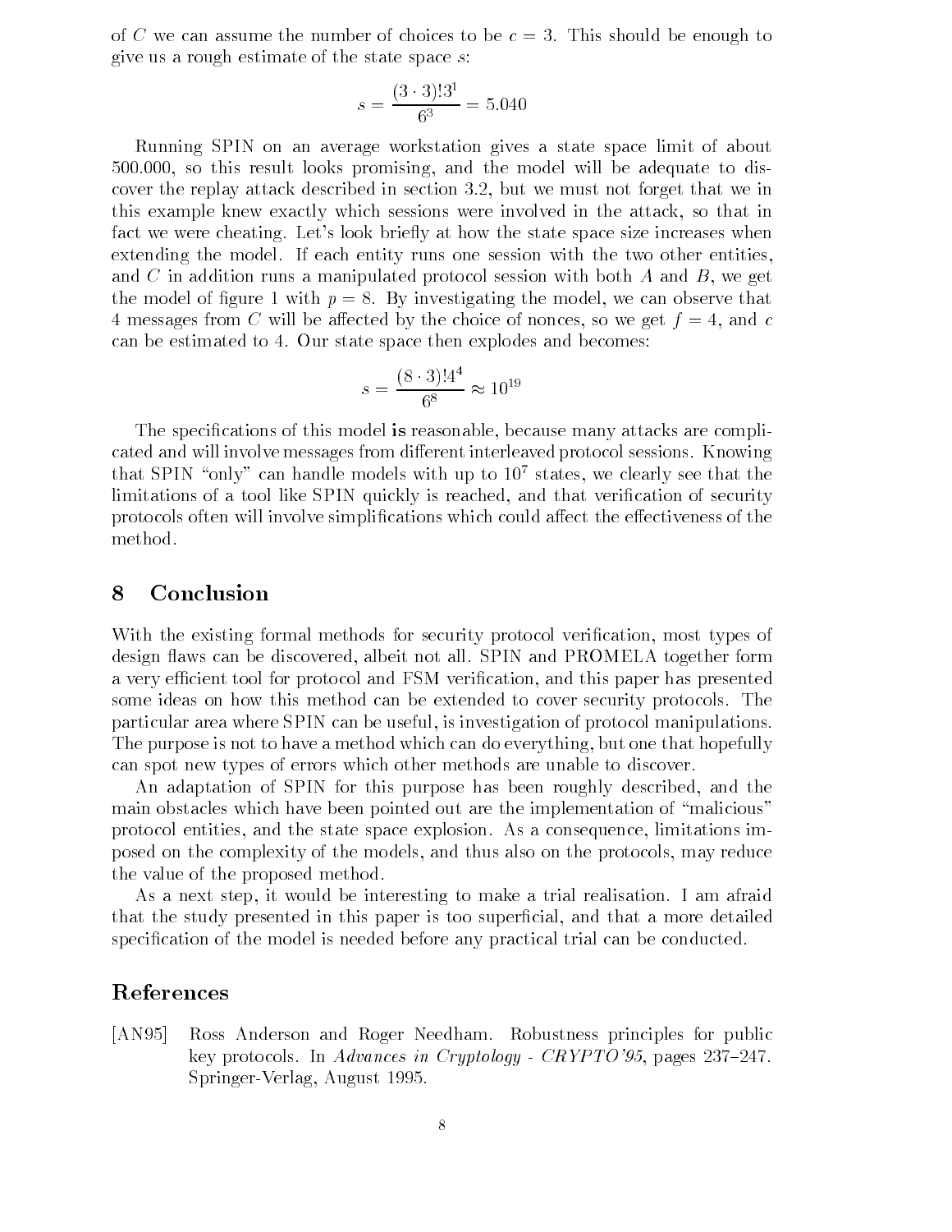of $C$ we can assume the number of choices to be $c = 3$. This should be enough to give us a rough estimate of the state space $s$:

$$s = \frac{(3 \cdot 3)!3^1}{6^3} = 5.040$$

Running SPIN on an average workstation gives a state space limit of about 500.000, so this result looks promising, and the model will be adequate to discover the replay attack described in section 3.2, but we must not forget that we in this example knew exactly which sessions were involved in the attack, so that in fact we were cheating. Let's look briefly at how the state space size increases when extending the model. If each entity runs one session with the two other entities, and $C$ in addition runs a manipulated protocol session with both $A$ and $B$, we get the model of figure 1 with $p = 8$. By investigating the model, we can observe that 4 messages from $C$ will be affected by the choice of nonces, so we get $f = 4$, and $c$ can be estimated to 4. Our state space then explodes and becomes:

$$s = \frac{(8 \cdot 3)!4^4}{6^8} \approx 10^{19}$$

The specifications of this model **is** reasonable, because many attacks are complicated and will involve messages from different interleaved protocol sessions. Knowing that SPIN "only" can handle models with up to $10^7$ states, we clearly see that the limitations of a tool like SPIN quickly is reached, and that verification of security protocols often will involve simplifications which could affect the effectiveness of the method.

## 8 Conclusion

With the existing formal methods for security protocol verification, most types of design flaws can be discovered, albeit not all. SPIN and PROMELA together form a very efficient tool for protocol and FSM verification, and this paper has presented some ideas on how this method can be extended to cover security protocols. The particular area where SPIN can be useful, is investigation of protocol manipulations. The purpose is not to have a method which can do everything, but one that hopefully can spot new types of errors which other methods are unable to discover.

An adaptation of SPIN for this purpose has been roughly described, and the main obstacles which have been pointed out are the implementation of "malicious" protocol entities, and the state space explosion. As a consequence, limitations imposed on the complexity of the models, and thus also on the protocols, may reduce the value of the proposed method.

As a next step, it would be interesting to make a trial realisation. I am afraid that the study presented in this paper is too superficial, and that a more detailed specification of the model is needed before any practical trial can be conducted.

## References

[AN95] Ross Anderson and Roger Needham. Robustness principles for public key protocols. In *Advances in Cryptology - CRYPTO'95*, pages 237–247. Springer-Verlag, August 1995.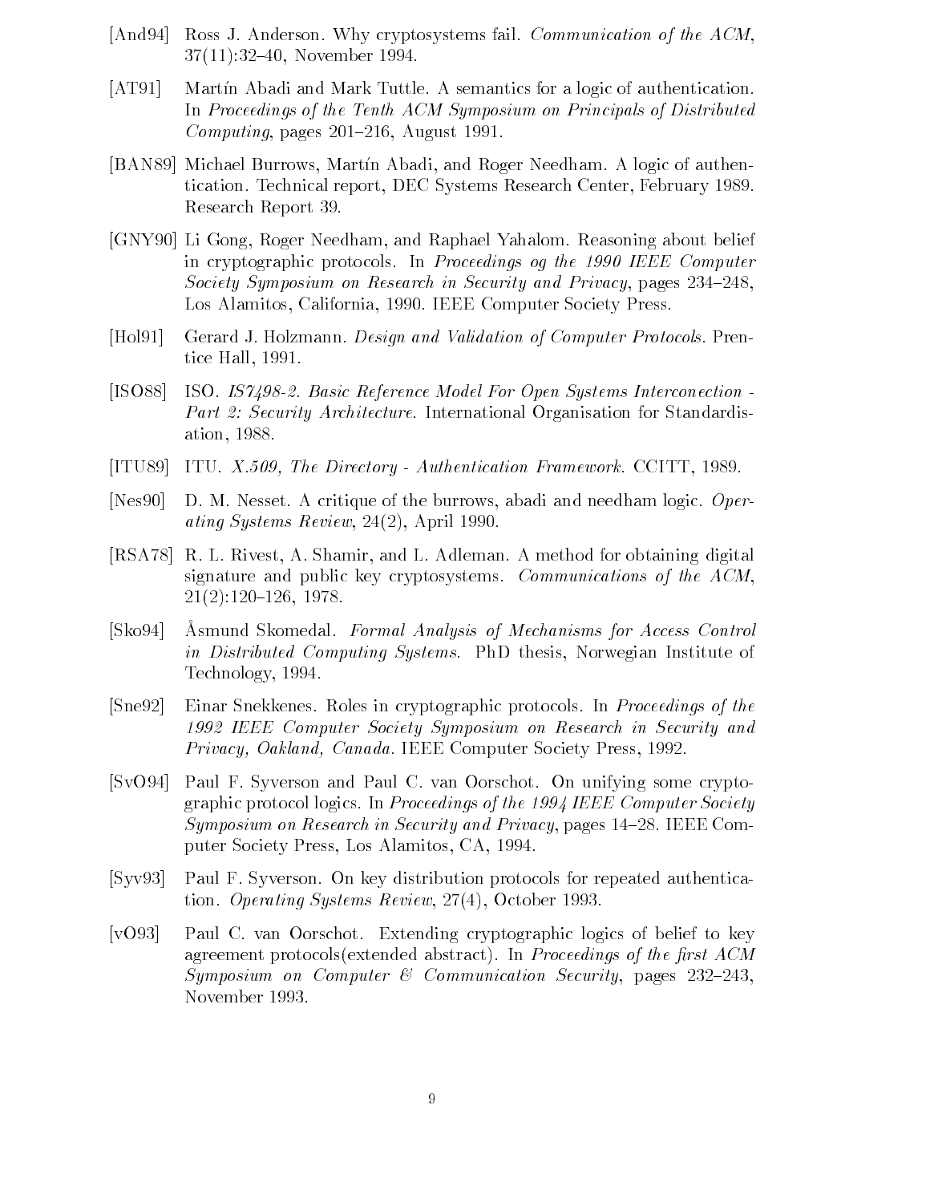[And94] Ross J. Anderson. Why cryptosystems fail. *Communication of the ACM*, 37(11):32–40, November 1994.

[AT91] Martín Abadi and Mark Tuttle. A semantics for a logic of authentication. In *Proceedings of the Tenth ACM Symposium on Principals of Distributed Computing*, pages 201–216, August 1991.

[BAN89] Michael Burrows, Martín Abadi, and Roger Needham. A logic of authentication. Technical report, DEC Systems Research Center, February 1989. Research Report 39.

[GNY90] Li Gong, Roger Needham, and Raphael Yahalom. Reasoning about belief in cryptographic protocols. In *Proceedings og the 1990 IEEE Computer Society Symposium on Research in Security and Privacy*, pages 234–248, Los Alamitos, California, 1990. IEEE Computer Society Press.

[Hol91] Gerard J. Holzmann. *Design and Validation of Computer Protocols*. Prentice Hall, 1991.

[ISO88] ISO. *IS7498-2. Basic Reference Model For Open Systems Interconection - Part 2: Security Architecture*. International Organisation for Standardisation, 1988.

[ITU89] ITU. *X.509, The Directory - Authentication Framework*. CCITT, 1989.

[Nes90] D. M. Nesset. A critique of the burrows, abadi and needham logic. *Operating Systems Review*, 24(2), April 1990.

[RSA78] R. L. Rivest, A. Shamir, and L. Adleman. A method for obtaining digital signature and public key cryptosystems. *Communications of the ACM*, 21(2):120–126, 1978.

[Sko94] Åsmund Skomedal. *Formal Analysis of Mechanisms for Access Control in Distributed Computing Systems*. PhD thesis, Norwegian Institute of Technology, 1994.

[Sne92] Einar Snekkenes. Roles in cryptographic protocols. In *Proceedings of the 1992 IEEE Computer Society Symposium on Research in Security and Privacy, Oakland, Canada*. IEEE Computer Society Press, 1992.

[SvO94] Paul F. Syverson and Paul C. van Oorschot. On unifying some cryptographic protocol logics. In *Proceedings of the 1994 IEEE Computer Society Symposium on Research in Security and Privacy*, pages 14–28. IEEE Computer Society Press, Los Alamitos, CA, 1994.

[Syv93] Paul F. Syverson. On key distribution protocols for repeated authentication. *Operating Systems Review*, 27(4), October 1993.

[vO93] Paul C. van Oorschot. Extending cryptographic logics of belief to key agreement protocols(extended abstract). In *Proceedings of the first ACM Symposium on Computer & Communication Security*, pages 232–243, November 1993.